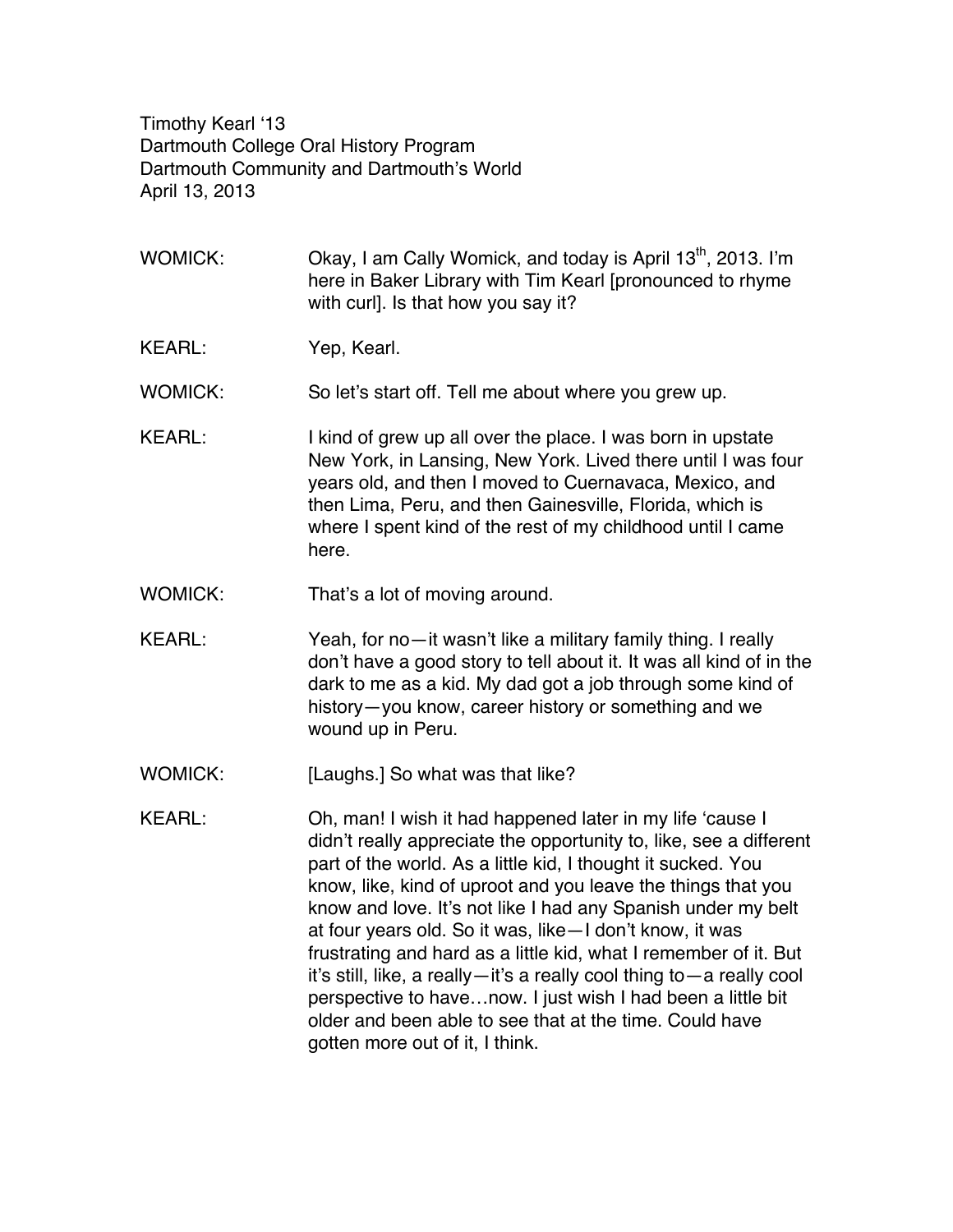Timothy Kearl '13
Dartmouth College Oral History Program
Dartmouth Community and Dartmouth's World
April 13, 2013

WOMICK: Okay, I am Cally Womick, and today is April 13th, 2013. I'm here in Baker Library with Tim Kearl [pronounced to rhyme with curl]. Is that how you say it?

KEARL: Yep, Kearl.

WOMICK: So let's start off. Tell me about where you grew up.

KEARL: I kind of grew up all over the place. I was born in upstate New York, in Lansing, New York. Lived there until I was four years old, and then I moved to Cuernavaca, Mexico, and then Lima, Peru, and then Gainesville, Florida, which is where I spent kind of the rest of my childhood until I came here.

WOMICK: That's a lot of moving around.

KEARL: Yeah, for no—it wasn't like a military family thing. I really don't have a good story to tell about it. It was all kind of in the dark to me as a kid. My dad got a job through some kind of history—you know, career history or something and we wound up in Peru.

WOMICK: [Laughs.] So what was that like?

KEARL: Oh, man! I wish it had happened later in my life 'cause I didn't really appreciate the opportunity to, like, see a different part of the world. As a little kid, I thought it sucked. You know, like, kind of uproot and you leave the things that you know and love. It's not like I had any Spanish under my belt at four years old. So it was, like—I don't know, it was frustrating and hard as a little kid, what I remember of it. But it's still, like, a really—it's a really cool thing to—a really cool perspective to have…now. I just wish I had been a little bit older and been able to see that at the time. Could have gotten more out of it, I think.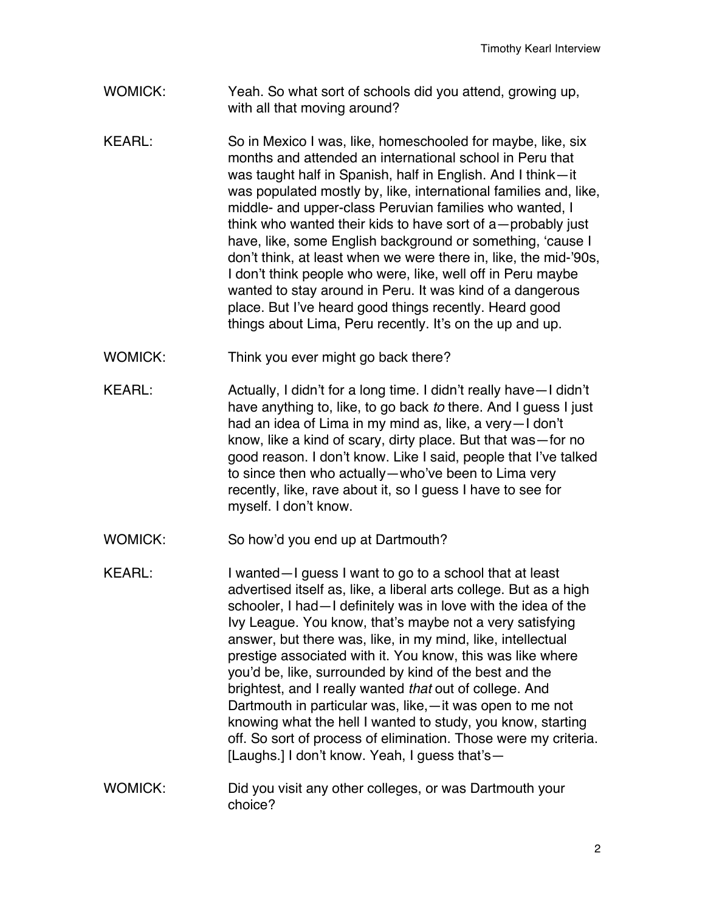WOMICK: Yeah. So what sort of schools did you attend, growing up, with all that moving around?

KEARL: So in Mexico I was, like, homeschooled for maybe, like, six months and attended an international school in Peru that was taught half in Spanish, half in English. And I think—it was populated mostly by, like, international families and, like, middle- and upper-class Peruvian families who wanted, I think who wanted their kids to have sort of a—probably just have, like, some English background or something, 'cause I don't think, at least when we were there in, like, the mid-'90s, I don't think people who were, like, well off in Peru maybe wanted to stay around in Peru. It was kind of a dangerous place. But I've heard good things recently. Heard good things about Lima, Peru recently. It's on the up and up.

WOMICK: Think you ever might go back there?

KEARL: Actually, I didn't for a long time. I didn't really have—I didn't have anything to, like, to go back *to* there. And I guess I just had an idea of Lima in my mind as, like, a very—I don't know, like a kind of scary, dirty place. But that was—for no good reason. I don't know. Like I said, people that I've talked to since then who actually—who've been to Lima very recently, like, rave about it, so I guess I have to see for myself. I don't know.

WOMICK: So how'd you end up at Dartmouth?

KEARL: I wanted—I guess I want to go to a school that at least advertised itself as, like, a liberal arts college. But as a high schooler, I had—I definitely was in love with the idea of the Ivy League. You know, that's maybe not a very satisfying answer, but there was, like, in my mind, like, intellectual prestige associated with it. You know, this was like where you'd be, like, surrounded by kind of the best and the brightest, and I really wanted *that* out of college. And Dartmouth in particular was, like,—it was open to me not knowing what the hell I wanted to study, you know, starting off. So sort of process of elimination. Those were my criteria. [Laughs.] I don't know. Yeah, I guess that's—

WOMICK: Did you visit any other colleges, or was Dartmouth your choice?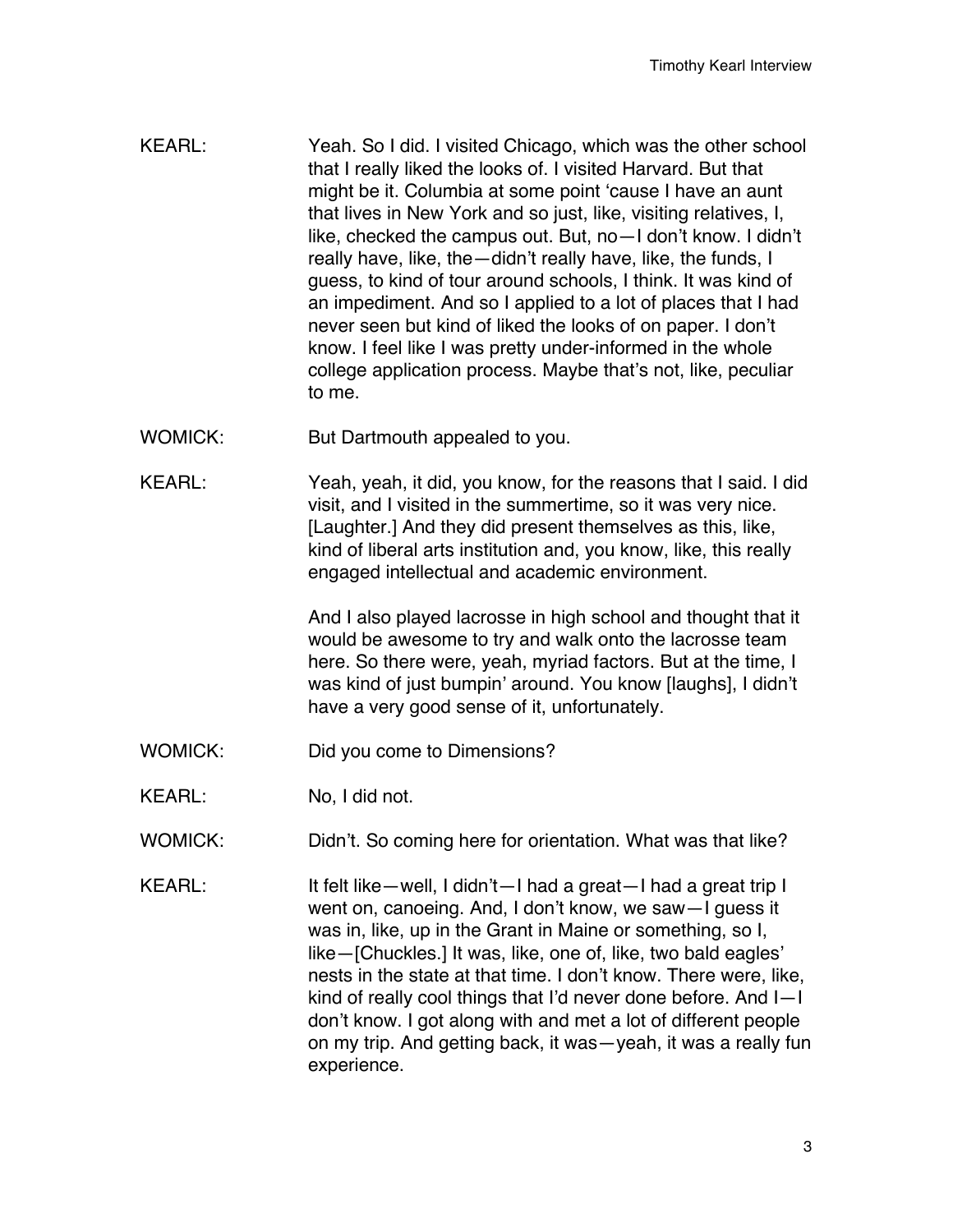KEARL: Yeah. So I did. I visited Chicago, which was the other school that I really liked the looks of. I visited Harvard. But that might be it. Columbia at some point 'cause I have an aunt that lives in New York and so just, like, visiting relatives, I, like, checked the campus out. But, no—I don't know. I didn't really have, like, the—didn't really have, like, the funds, I guess, to kind of tour around schools, I think. It was kind of an impediment. And so I applied to a lot of places that I had never seen but kind of liked the looks of on paper. I don't know. I feel like I was pretty under-informed in the whole college application process. Maybe that's not, like, peculiar to me.

WOMICK: But Dartmouth appealed to you.

KEARL: Yeah, yeah, it did, you know, for the reasons that I said. I did visit, and I visited in the summertime, so it was very nice. [Laughter.] And they did present themselves as this, like, kind of liberal arts institution and, you know, like, this really engaged intellectual and academic environment.

And I also played lacrosse in high school and thought that it would be awesome to try and walk onto the lacrosse team here. So there were, yeah, myriad factors. But at the time, I was kind of just bumpin' around. You know [laughs], I didn't have a very good sense of it, unfortunately.

WOMICK: Did you come to Dimensions?

KEARL: No, I did not.

WOMICK: Didn't. So coming here for orientation. What was that like?

KEARL: It felt like—well, I didn't—I had a great—I had a great trip I went on, canoeing. And, I don't know, we saw—I guess it was in, like, up in the Grant in Maine or something, so I, like—[Chuckles.] It was, like, one of, like, two bald eagles' nests in the state at that time. I don't know. There were, like, kind of really cool things that I'd never done before. And I—I don't know. I got along with and met a lot of different people on my trip. And getting back, it was—yeah, it was a really fun experience.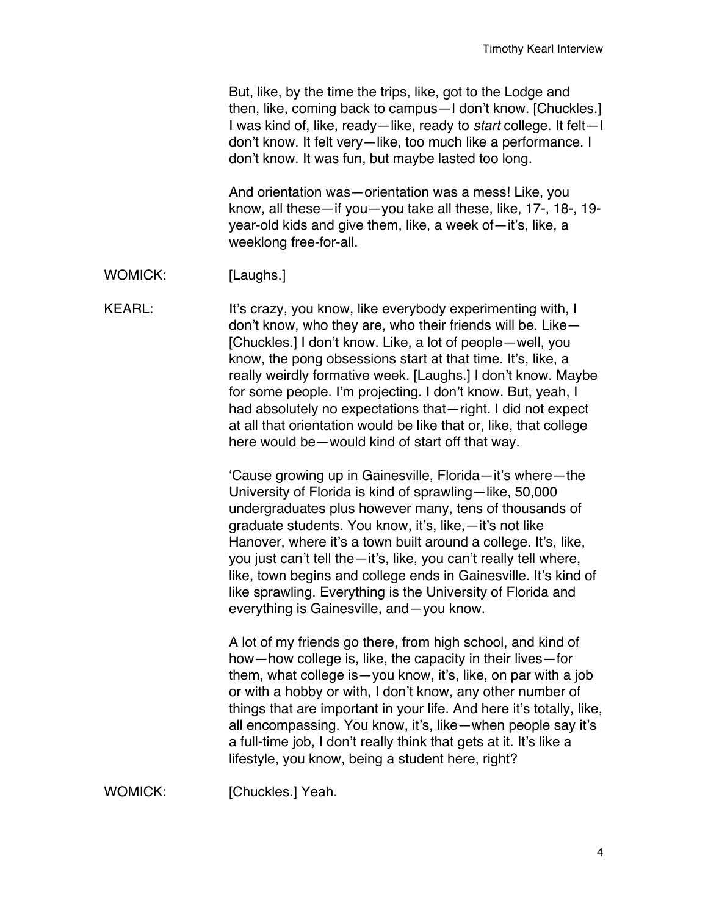But, like, by the time the trips, like, got to the Lodge and then, like, coming back to campus—I don't know. [Chuckles.] I was kind of, like, ready—like, ready to *start* college. It felt—I don't know. It felt very—like, too much like a performance. I don't know. It was fun, but maybe lasted too long.

And orientation was—orientation was a mess! Like, you know, all these—if you—you take all these, like, 17-, 18-, 19-year-old kids and give them, like, a week of—it's, like, a weeklong free-for-all.

WOMICK: [Laughs.]

KEARL: It's crazy, you know, like everybody experimenting with, I don't know, who they are, who their friends will be. Like—[Chuckles.] I don't know. Like, a lot of people—well, you know, the pong obsessions start at that time. It's, like, a really weirdly formative week. [Laughs.] I don't know. Maybe for some people. I'm projecting. I don't know. But, yeah, I had absolutely no expectations that—right. I did not expect at all that orientation would be like that or, like, that college here would be—would kind of start off that way.

'Cause growing up in Gainesville, Florida—it's where—the University of Florida is kind of sprawling—like, 50,000 undergraduates plus however many, tens of thousands of graduate students. You know, it's, like,—it's not like Hanover, where it's a town built around a college. It's, like, you just can't tell the—it's, like, you can't really tell where, like, town begins and college ends in Gainesville. It's kind of like sprawling. Everything is the University of Florida and everything is Gainesville, and—you know.

A lot of my friends go there, from high school, and kind of how—how college is, like, the capacity in their lives—for them, what college is—you know, it's, like, on par with a job or with a hobby or with, I don't know, any other number of things that are important in your life. And here it's totally, like, all encompassing. You know, it's, like—when people say it's a full-time job, I don't really think that gets at it. It's like a lifestyle, you know, being a student here, right?

WOMICK: [Chuckles.] Yeah.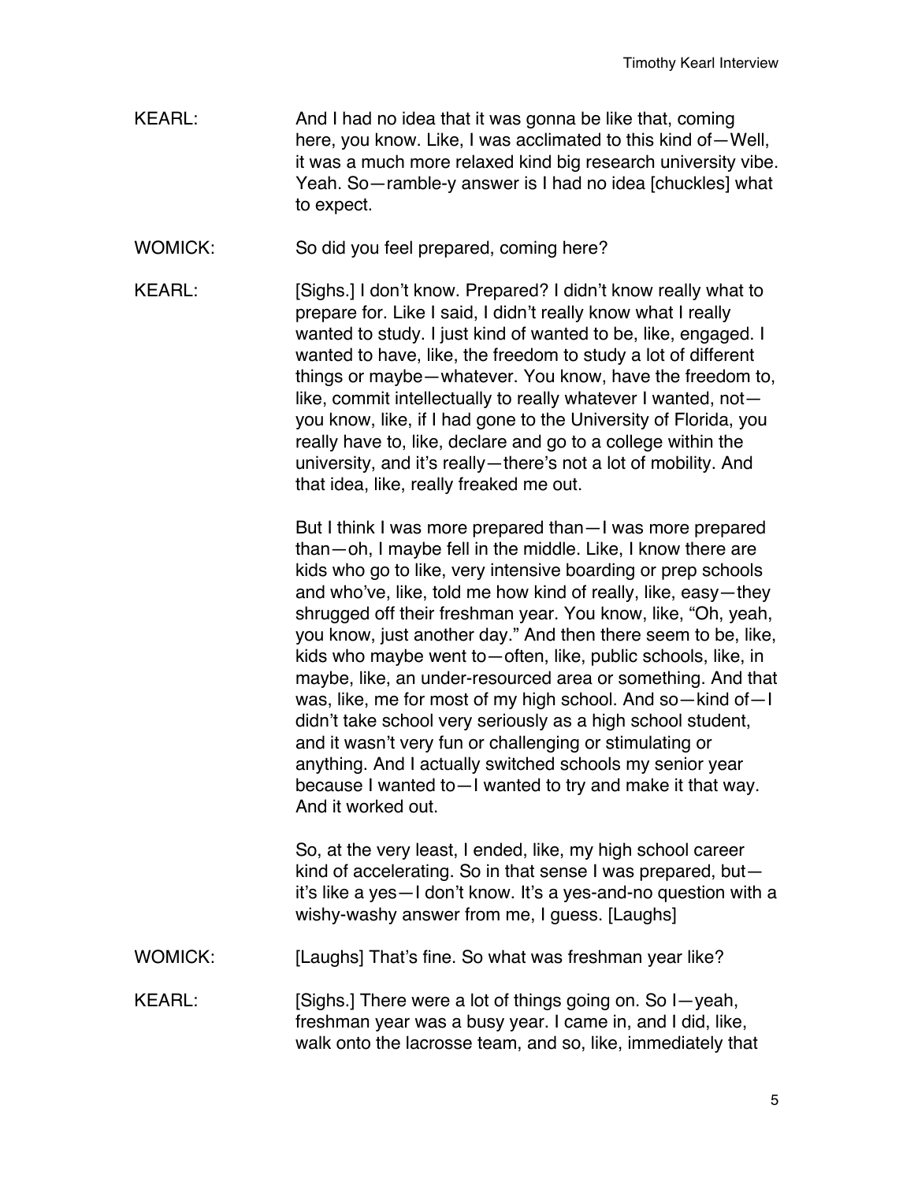KEARL: And I had no idea that it was gonna be like that, coming here, you know. Like, I was acclimated to this kind of—Well, it was a much more relaxed kind big research university vibe. Yeah. So—ramble-y answer is I had no idea [chuckles] what to expect.

WOMICK: So did you feel prepared, coming here?

KEARL: [Sighs.] I don't know. Prepared? I didn't know really what to prepare for. Like I said, I didn't really know what I really wanted to study. I just kind of wanted to be, like, engaged. I wanted to have, like, the freedom to study a lot of different things or maybe—whatever. You know, have the freedom to, like, commit intellectually to really whatever I wanted, not—you know, like, if I had gone to the University of Florida, you really have to, like, declare and go to a college within the university, and it's really—there's not a lot of mobility. And that idea, like, really freaked me out.

But I think I was more prepared than—I was more prepared than—oh, I maybe fell in the middle. Like, I know there are kids who go to like, very intensive boarding or prep schools and who've, like, told me how kind of really, like, easy—they shrugged off their freshman year. You know, like, "Oh, yeah, you know, just another day." And then there seem to be, like, kids who maybe went to—often, like, public schools, like, in maybe, like, an under-resourced area or something. And that was, like, me for most of my high school. And so—kind of—I didn't take school very seriously as a high school student, and it wasn't very fun or challenging or stimulating or anything. And I actually switched schools my senior year because I wanted to—I wanted to try and make it that way. And it worked out.

So, at the very least, I ended, like, my high school career kind of accelerating. So in that sense I was prepared, but—it's like a yes—I don't know. It's a yes-and-no question with a wishy-washy answer from me, I guess. [Laughs]

WOMICK: [Laughs] That's fine. So what was freshman year like?

KEARL: [Sighs.] There were a lot of things going on. So I—yeah, freshman year was a busy year. I came in, and I did, like, walk onto the lacrosse team, and so, like, immediately that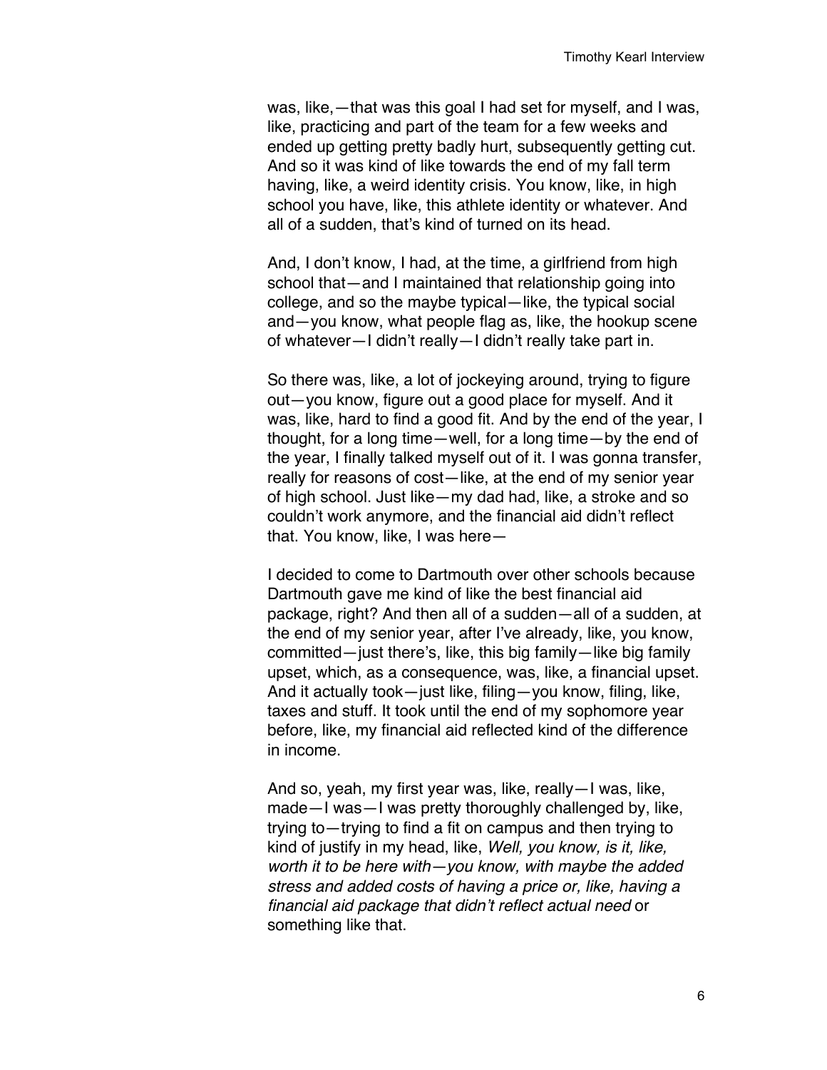was, like,—that was this goal I had set for myself, and I was, like, practicing and part of the team for a few weeks and ended up getting pretty badly hurt, subsequently getting cut. And so it was kind of like towards the end of my fall term having, like, a weird identity crisis. You know, like, in high school you have, like, this athlete identity or whatever. And all of a sudden, that's kind of turned on its head.

And, I don't know, I had, at the time, a girlfriend from high school that—and I maintained that relationship going into college, and so the maybe typical—like, the typical social and—you know, what people flag as, like, the hookup scene of whatever—I didn't really—I didn't really take part in.

So there was, like, a lot of jockeying around, trying to figure out—you know, figure out a good place for myself. And it was, like, hard to find a good fit. And by the end of the year, I thought, for a long time—well, for a long time—by the end of the year, I finally talked myself out of it. I was gonna transfer, really for reasons of cost—like, at the end of my senior year of high school. Just like—my dad had, like, a stroke and so couldn't work anymore, and the financial aid didn't reflect that. You know, like, I was here—

I decided to come to Dartmouth over other schools because Dartmouth gave me kind of like the best financial aid package, right? And then all of a sudden—all of a sudden, at the end of my senior year, after I've already, like, you know, committed—just there's, like, this big family—like big family upset, which, as a consequence, was, like, a financial upset. And it actually took—just like, filing—you know, filing, like, taxes and stuff. It took until the end of my sophomore year before, like, my financial aid reflected kind of the difference in income.

And so, yeah, my first year was, like, really—I was, like, made—I was—I was pretty thoroughly challenged by, like, trying to—trying to find a fit on campus and then trying to kind of justify in my head, like, *Well, you know, is it, like, worth it to be here with—you know, with maybe the added stress and added costs of having a price or, like, having a financial aid package that didn't reflect actual need* or something like that.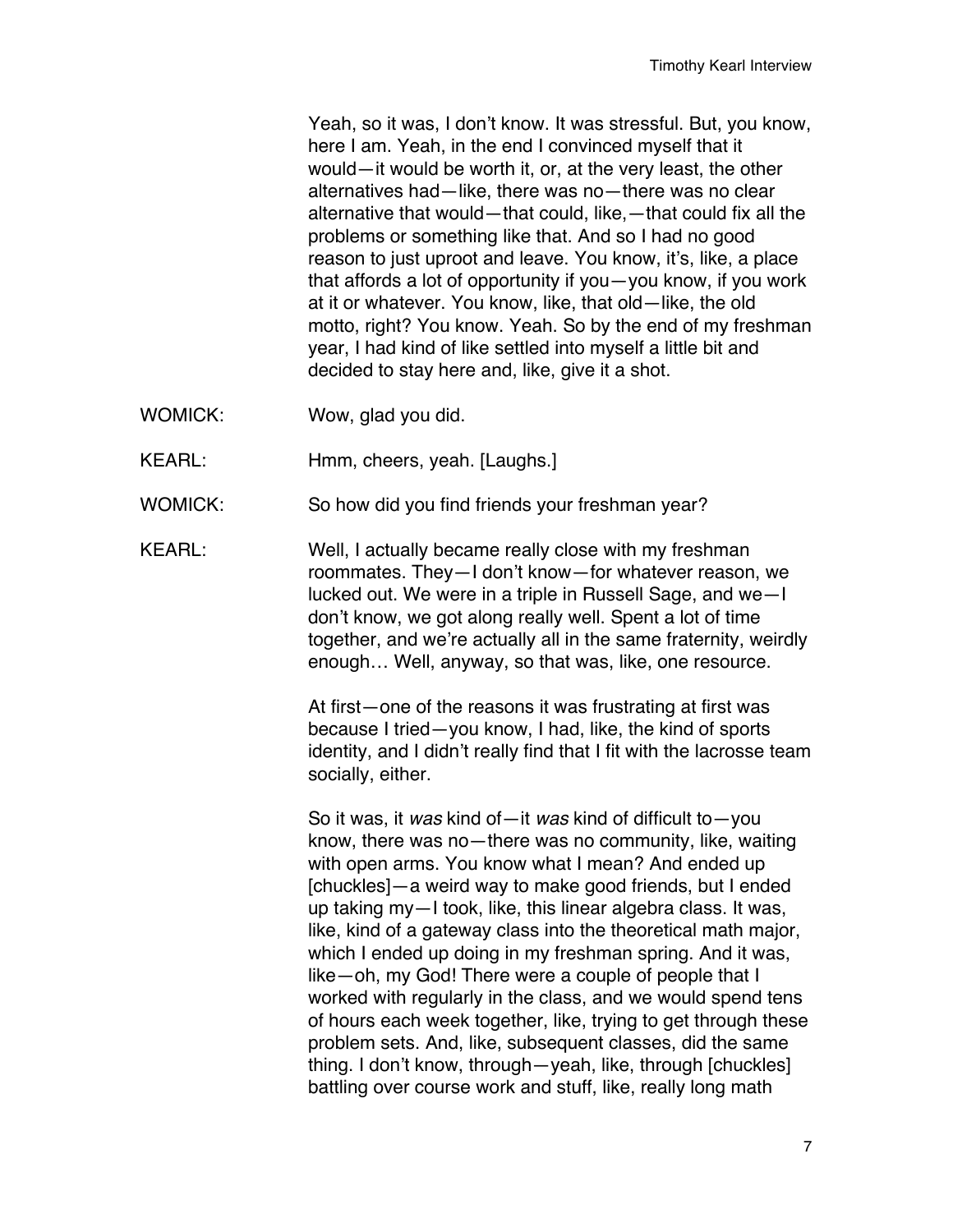Yeah, so it was, I don't know. It was stressful. But, you know, here I am. Yeah, in the end I convinced myself that it would—it would be worth it, or, at the very least, the other alternatives had—like, there was no—there was no clear alternative that would—that could, like,—that could fix all the problems or something like that. And so I had no good reason to just uproot and leave. You know, it's, like, a place that affords a lot of opportunity if you—you know, if you work at it or whatever. You know, like, that old—like, the old motto, right? You know. Yeah. So by the end of my freshman year, I had kind of like settled into myself a little bit and decided to stay here and, like, give it a shot.

WOMICK: Wow, glad you did.

KEARL: Hmm, cheers, yeah. [Laughs.]

WOMICK: So how did you find friends your freshman year?

KEARL: Well, I actually became really close with my freshman roommates. They—I don't know—for whatever reason, we lucked out. We were in a triple in Russell Sage, and we—I don't know, we got along really well. Spent a lot of time together, and we're actually all in the same fraternity, weirdly enough… Well, anyway, so that was, like, one resource.

At first—one of the reasons it was frustrating at first was because I tried—you know, I had, like, the kind of sports identity, and I didn't really find that I fit with the lacrosse team socially, either.

So it was, it *was* kind of—it *was* kind of difficult to—you know, there was no—there was no community, like, waiting with open arms. You know what I mean? And ended up [chuckles]—a weird way to make good friends, but I ended up taking my—I took, like, this linear algebra class. It was, like, kind of a gateway class into the theoretical math major, which I ended up doing in my freshman spring. And it was, like—oh, my God! There were a couple of people that I worked with regularly in the class, and we would spend tens of hours each week together, like, trying to get through these problem sets. And, like, subsequent classes, did the same thing. I don't know, through—yeah, like, through [chuckles] battling over course work and stuff, like, really long math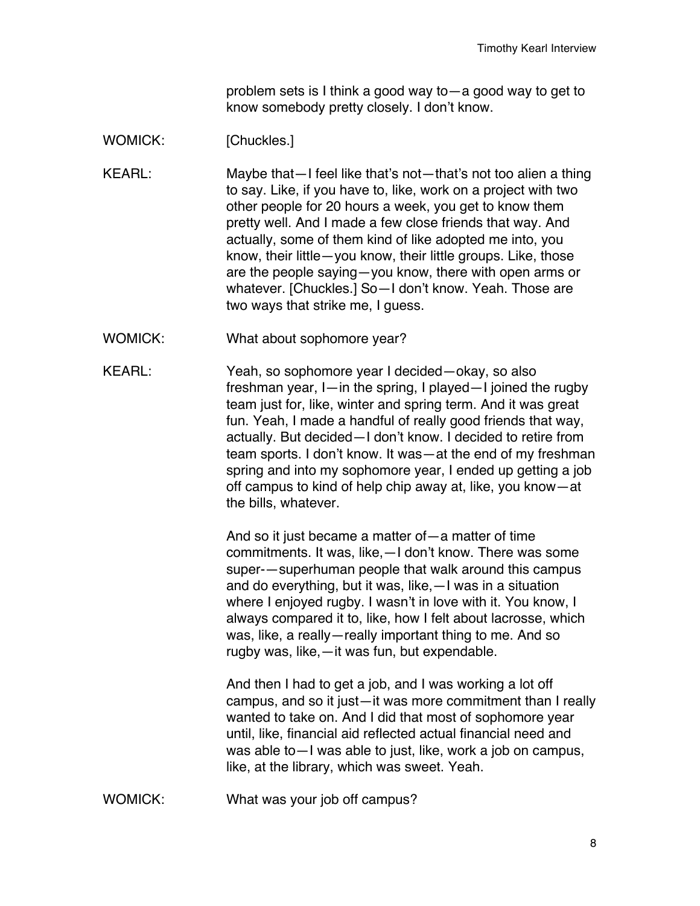problem sets is I think a good way to—a good way to get to know somebody pretty closely. I don't know.

WOMICK: [Chuckles.]

KEARL: Maybe that—I feel like that's not—that's not too alien a thing to say. Like, if you have to, like, work on a project with two other people for 20 hours a week, you get to know them pretty well. And I made a few close friends that way. And actually, some of them kind of like adopted me into, you know, their little—you know, their little groups. Like, those are the people saying—you know, there with open arms or whatever. [Chuckles.] So—I don't know. Yeah. Those are two ways that strike me, I guess.

WOMICK: What about sophomore year?

KEARL: Yeah, so sophomore year I decided—okay, so also freshman year, I—in the spring, I played—I joined the rugby team just for, like, winter and spring term. And it was great fun. Yeah, I made a handful of really good friends that way, actually. But decided—I don't know. I decided to retire from team sports. I don't know. It was—at the end of my freshman spring and into my sophomore year, I ended up getting a job off campus to kind of help chip away at, like, you know—at the bills, whatever.

And so it just became a matter of—a matter of time commitments. It was, like,—I don't know. There was some super-—superhuman people that walk around this campus and do everything, but it was, like,—I was in a situation where I enjoyed rugby. I wasn't in love with it. You know, I always compared it to, like, how I felt about lacrosse, which was, like, a really—really important thing to me. And so rugby was, like,—it was fun, but expendable.

And then I had to get a job, and I was working a lot off campus, and so it just—it was more commitment than I really wanted to take on. And I did that most of sophomore year until, like, financial aid reflected actual financial need and was able to—I was able to just, like, work a job on campus, like, at the library, which was sweet. Yeah.

WOMICK: What was your job off campus?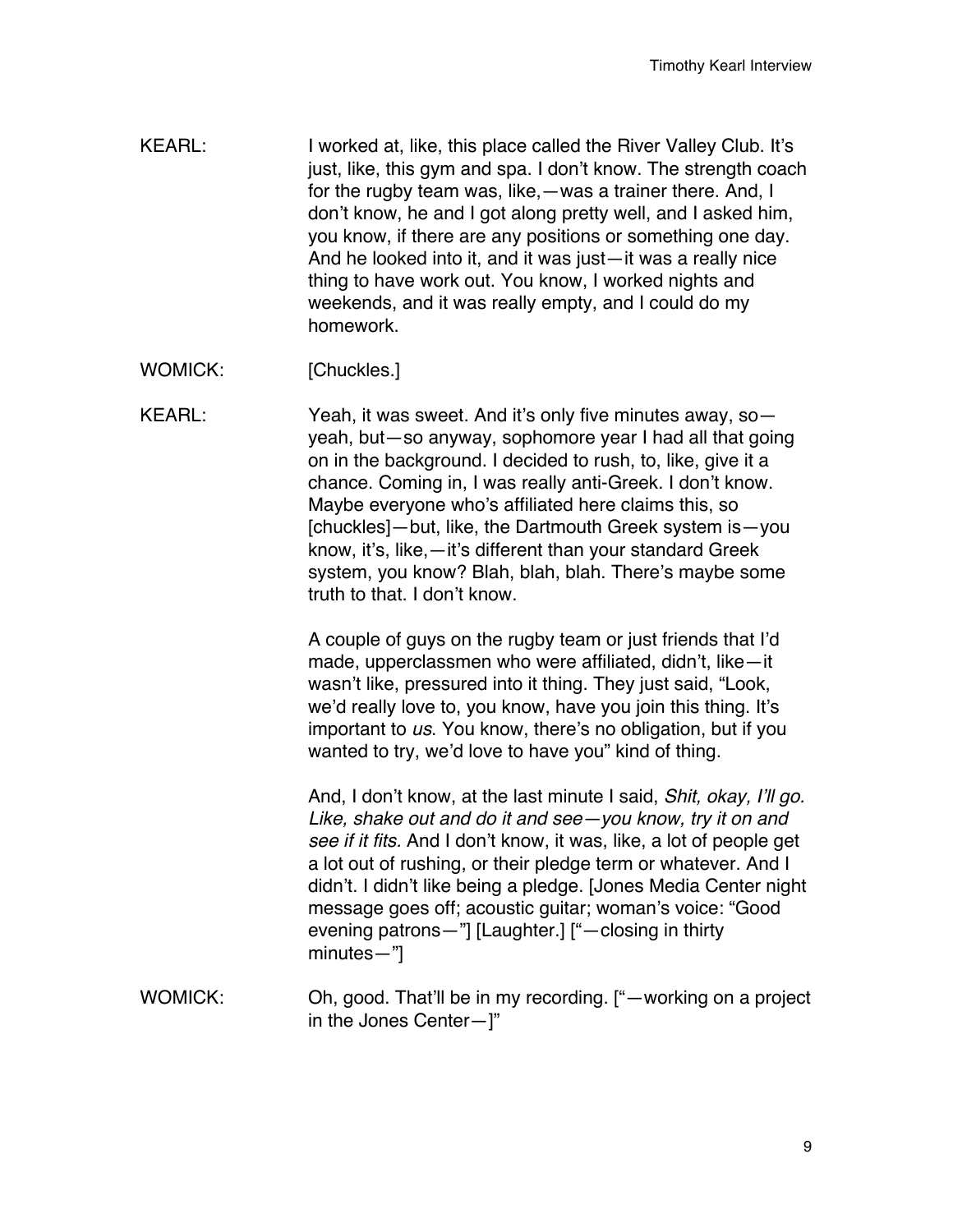KEARL: I worked at, like, this place called the River Valley Club. It's just, like, this gym and spa. I don't know. The strength coach for the rugby team was, like,—was a trainer there. And, I don't know, he and I got along pretty well, and I asked him, you know, if there are any positions or something one day. And he looked into it, and it was just—it was a really nice thing to have work out. You know, I worked nights and weekends, and it was really empty, and I could do my homework.

WOMICK: [Chuckles.]

KEARL: Yeah, it was sweet. And it's only five minutes away, so—yeah, but—so anyway, sophomore year I had all that going on in the background. I decided to rush, to, like, give it a chance. Coming in, I was really anti-Greek. I don't know. Maybe everyone who's affiliated here claims this, so [chuckles]—but, like, the Dartmouth Greek system is—you know, it's, like,—it's different than your standard Greek system, you know? Blah, blah, blah. There's maybe some truth to that. I don't know.

A couple of guys on the rugby team or just friends that I'd made, upperclassmen who were affiliated, didn't, like—it wasn't like, pressured into it thing. They just said, "Look, we'd really love to, you know, have you join this thing. It's important to *us*. You know, there's no obligation, but if you wanted to try, we'd love to have you" kind of thing.

And, I don't know, at the last minute I said, *Shit, okay, I'll go. Like, shake out and do it and see—you know, try it on and see if it fits.* And I don't know, it was, like, a lot of people get a lot out of rushing, or their pledge term or whatever. And I didn't. I didn't like being a pledge. [Jones Media Center night message goes off; acoustic guitar; woman's voice: "Good evening patrons—"] [Laughter.] ["—closing in thirty minutes—"]

WOMICK: Oh, good. That'll be in my recording. ["—working on a project in the Jones Center—]"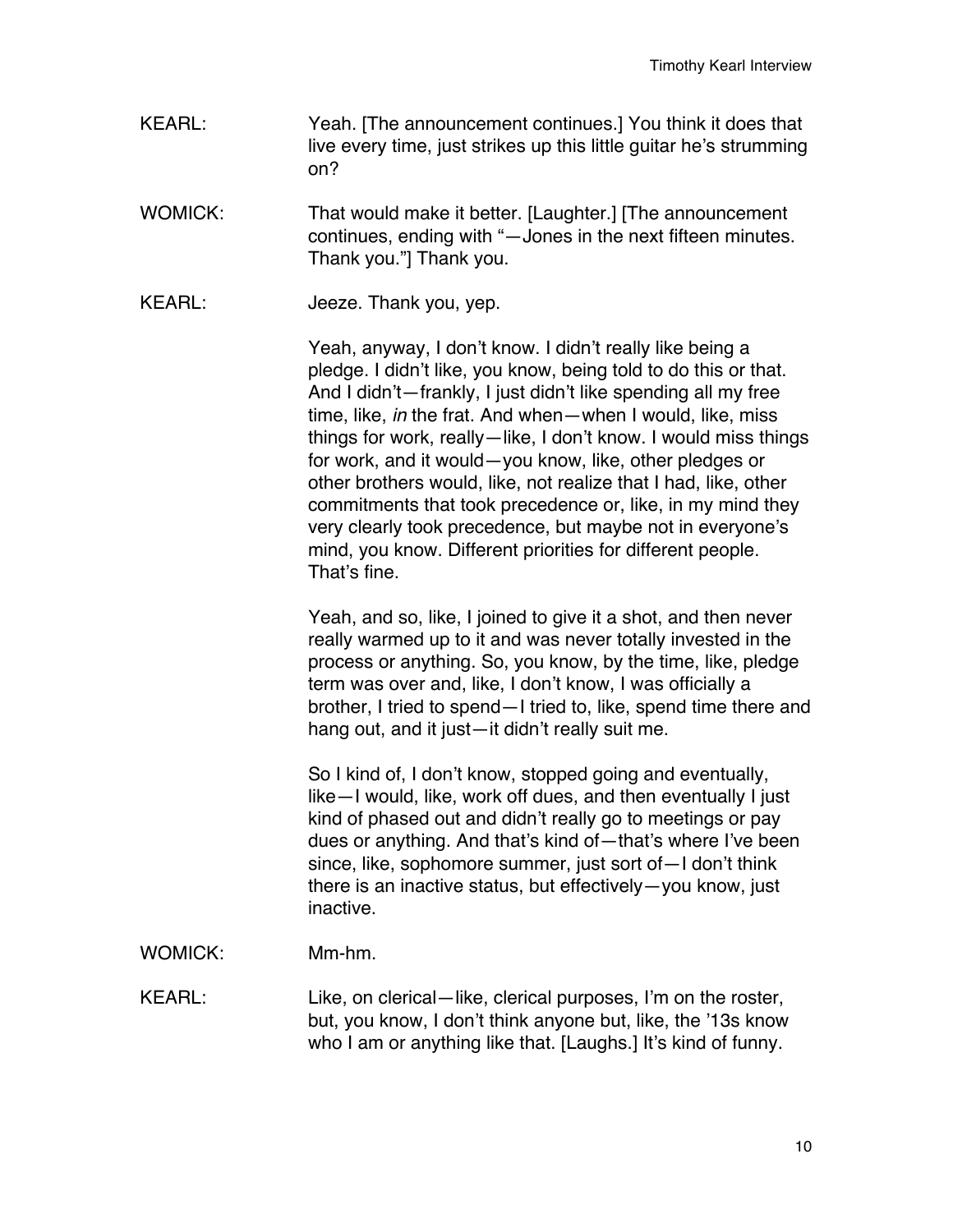KEARL: Yeah. [The announcement continues.] You think it does that live every time, just strikes up this little guitar he's strumming on?

WOMICK: That would make it better. [Laughter.] [The announcement continues, ending with "—Jones in the next fifteen minutes. Thank you."] Thank you.

KEARL: Jeeze. Thank you, yep.

Yeah, anyway, I don't know. I didn't really like being a pledge. I didn't like, you know, being told to do this or that. And I didn't—frankly, I just didn't like spending all my free time, like, *in* the frat. And when—when I would, like, miss things for work, really—like, I don't know. I would miss things for work, and it would—you know, like, other pledges or other brothers would, like, not realize that I had, like, other commitments that took precedence or, like, in my mind they very clearly took precedence, but maybe not in everyone's mind, you know. Different priorities for different people. That's fine.

Yeah, and so, like, I joined to give it a shot, and then never really warmed up to it and was never totally invested in the process or anything. So, you know, by the time, like, pledge term was over and, like, I don't know, I was officially a brother, I tried to spend—I tried to, like, spend time there and hang out, and it just—it didn't really suit me.

So I kind of, I don't know, stopped going and eventually, like—I would, like, work off dues, and then eventually I just kind of phased out and didn't really go to meetings or pay dues or anything. And that's kind of—that's where I've been since, like, sophomore summer, just sort of—I don't think there is an inactive status, but effectively—you know, just inactive.

WOMICK: Mm-hm.

KEARL: Like, on clerical—like, clerical purposes, I'm on the roster, but, you know, I don't think anyone but, like, the '13s know who I am or anything like that. [Laughs.] It's kind of funny.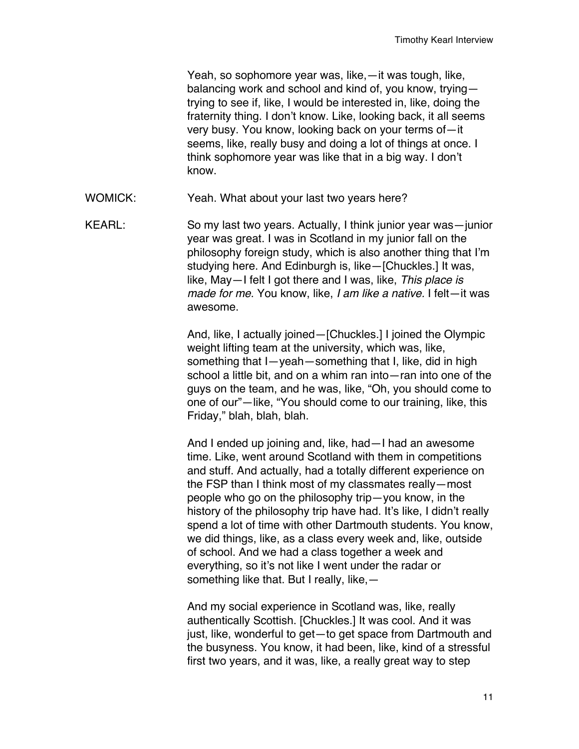Yeah, so sophomore year was, like,—it was tough, like, balancing work and school and kind of, you know, trying—trying to see if, like, I would be interested in, like, doing the fraternity thing. I don't know. Like, looking back, it all seems very busy. You know, looking back on your terms of—it seems, like, really busy and doing a lot of things at once. I think sophomore year was like that in a big way. I don't know.

WOMICK: Yeah. What about your last two years here?

KEARL: So my last two years. Actually, I think junior year was—junior year was great. I was in Scotland in my junior fall on the philosophy foreign study, which is also another thing that I'm studying here. And Edinburgh is, like—[Chuckles.] It was, like, May—I felt I got there and I was, like, *This place is made for me*. You know, like, *I am like a native.* I felt—it was awesome.

And, like, I actually joined—[Chuckles.] I joined the Olympic weight lifting team at the university, which was, like, something that I—yeah—something that I, like, did in high school a little bit, and on a whim ran into—ran into one of the guys on the team, and he was, like, "Oh, you should come to one of our"—like, "You should come to our training, like, this Friday," blah, blah, blah.

And I ended up joining and, like, had—I had an awesome time. Like, went around Scotland with them in competitions and stuff. And actually, had a totally different experience on the FSP than I think most of my classmates really—most people who go on the philosophy trip—you know, in the history of the philosophy trip have had. It's like, I didn't really spend a lot of time with other Dartmouth students. You know, we did things, like, as a class every week and, like, outside of school. And we had a class together a week and everything, so it's not like I went under the radar or something like that. But I really, like,—

And my social experience in Scotland was, like, really authentically Scottish. [Chuckles.] It was cool. And it was just, like, wonderful to get—to get space from Dartmouth and the busyness. You know, it had been, like, kind of a stressful first two years, and it was, like, a really great way to step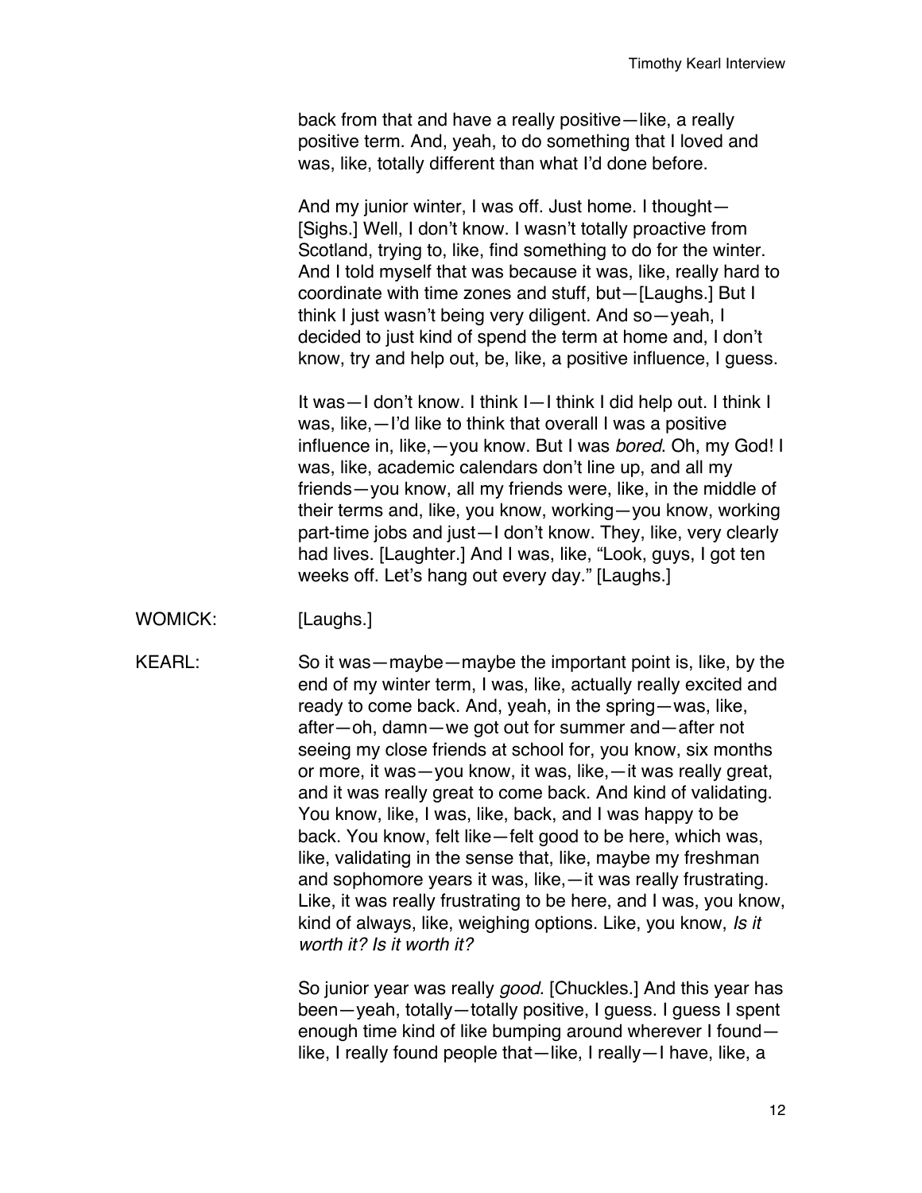back from that and have a really positive—like, a really positive term. And, yeah, to do something that I loved and was, like, totally different than what I'd done before.

And my junior winter, I was off. Just home. I thought—[Sighs.] Well, I don't know. I wasn't totally proactive from Scotland, trying to, like, find something to do for the winter. And I told myself that was because it was, like, really hard to coordinate with time zones and stuff, but—[Laughs.] But I think I just wasn't being very diligent. And so—yeah, I decided to just kind of spend the term at home and, I don't know, try and help out, be, like, a positive influence, I guess.

It was—I don't know. I think I—I think I did help out. I think I was, like,—I'd like to think that overall I was a positive influence in, like,—you know. But I was *bored*. Oh, my God! I was, like, academic calendars don't line up, and all my friends—you know, all my friends were, like, in the middle of their terms and, like, you know, working—you know, working part-time jobs and just—I don't know. They, like, very clearly had lives. [Laughter.] And I was, like, "Look, guys, I got ten weeks off. Let's hang out every day." [Laughs.]

WOMICK: [Laughs.]

KEARL: So it was—maybe—maybe the important point is, like, by the end of my winter term, I was, like, actually really excited and ready to come back. And, yeah, in the spring—was, like, after—oh, damn—we got out for summer and—after not seeing my close friends at school for, you know, six months or more, it was—you know, it was, like,—it was really great, and it was really great to come back. And kind of validating. You know, like, I was, like, back, and I was happy to be back. You know, felt like—felt good to be here, which was, like, validating in the sense that, like, maybe my freshman and sophomore years it was, like,—it was really frustrating. Like, it was really frustrating to be here, and I was, you know, kind of always, like, weighing options. Like, you know, *Is it worth it? Is it worth it?*

So junior year was really *good*. [Chuckles.] And this year has been—yeah, totally—totally positive, I guess. I guess I spent enough time kind of like bumping around wherever I found—like, I really found people that—like, I really—I have, like, a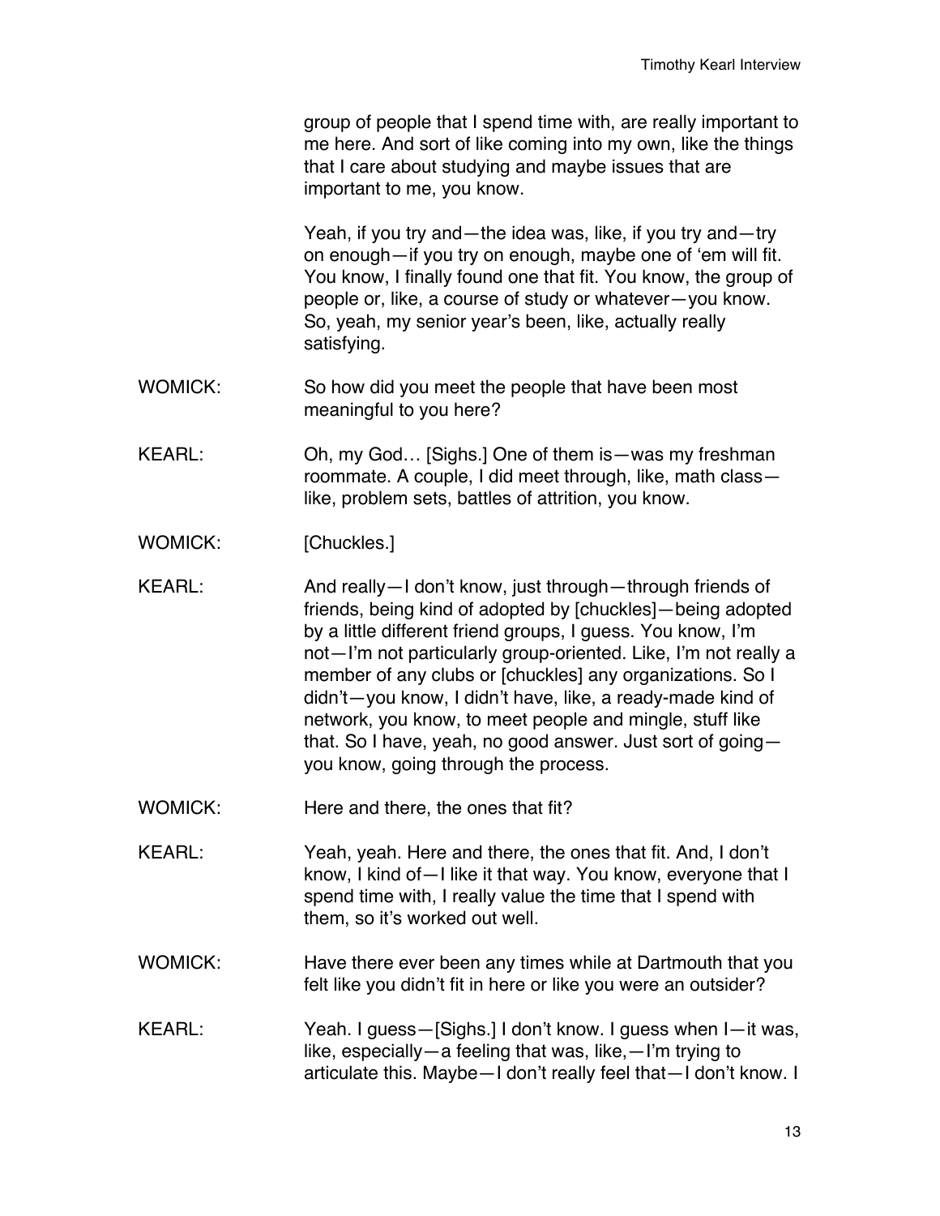group of people that I spend time with, are really important to me here. And sort of like coming into my own, like the things that I care about studying and maybe issues that are important to me, you know.

Yeah, if you try and—the idea was, like, if you try and—try on enough—if you try on enough, maybe one of 'em will fit. You know, I finally found one that fit. You know, the group of people or, like, a course of study or whatever—you know. So, yeah, my senior year's been, like, actually really satisfying.

WOMICK: So how did you meet the people that have been most meaningful to you here?

KEARL: Oh, my God… [Sighs.] One of them is—was my freshman roommate. A couple, I did meet through, like, math class—like, problem sets, battles of attrition, you know.

WOMICK: [Chuckles.]

KEARL: And really—I don't know, just through—through friends of friends, being kind of adopted by [chuckles]—being adopted by a little different friend groups, I guess. You know, I'm not—I'm not particularly group-oriented. Like, I'm not really a member of any clubs or [chuckles] any organizations. So I didn't—you know, I didn't have, like, a ready-made kind of network, you know, to meet people and mingle, stuff like that. So I have, yeah, no good answer. Just sort of going—you know, going through the process.

WOMICK: Here and there, the ones that fit?

KEARL: Yeah, yeah. Here and there, the ones that fit. And, I don't know, I kind of—I like it that way. You know, everyone that I spend time with, I really value the time that I spend with them, so it's worked out well.

WOMICK: Have there ever been any times while at Dartmouth that you felt like you didn't fit in here or like you were an outsider?

KEARL: Yeah. I guess—[Sighs.] I don't know. I guess when I—it was, like, especially—a feeling that was, like,—I'm trying to articulate this. Maybe—I don't really feel that—I don't know. I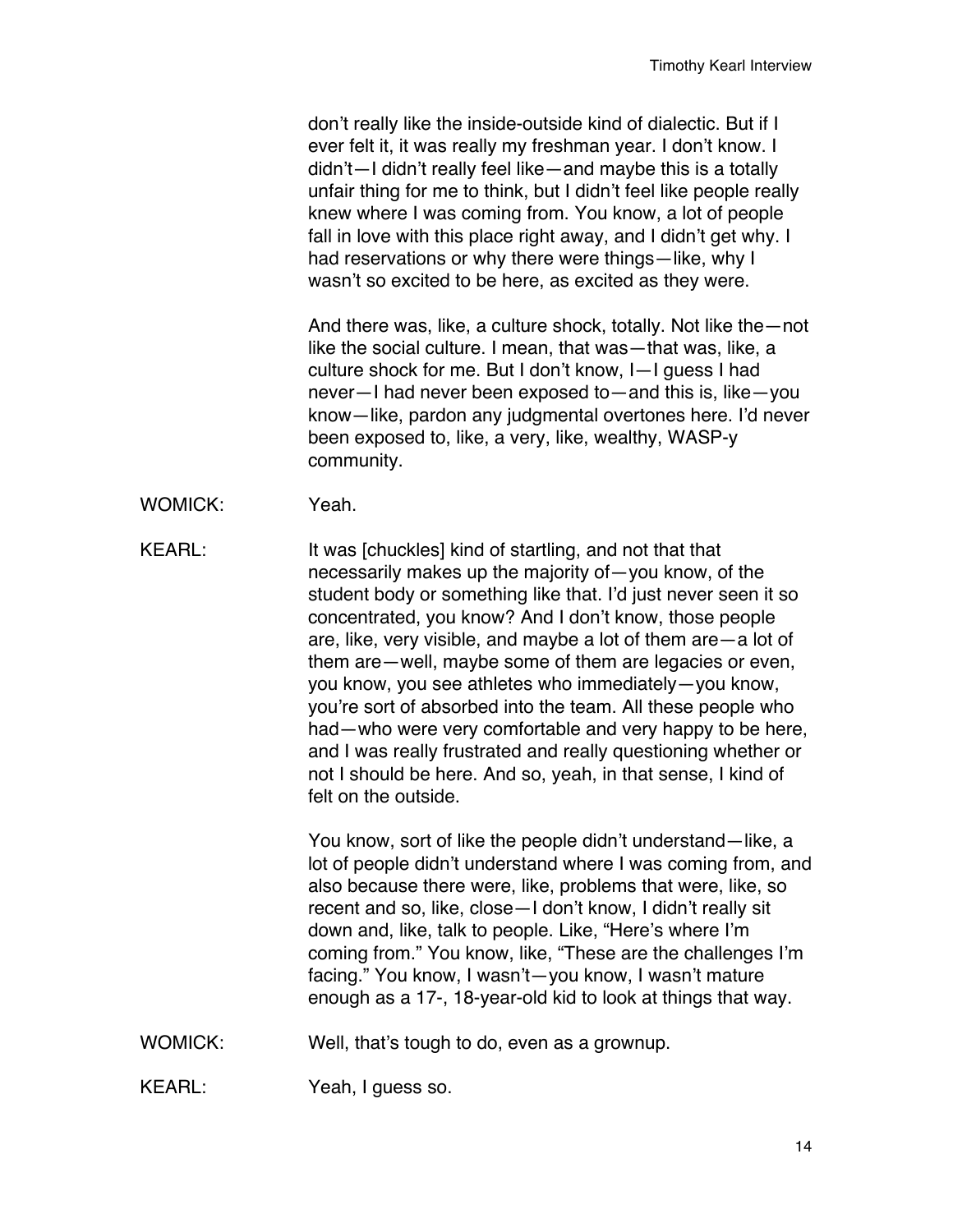don't really like the inside-outside kind of dialectic. But if I ever felt it, it was really my freshman year. I don't know. I didn't—I didn't really feel like—and maybe this is a totally unfair thing for me to think, but I didn't feel like people really knew where I was coming from. You know, a lot of people fall in love with this place right away, and I didn't get why. I had reservations or why there were things—like, why I wasn't so excited to be here, as excited as they were.

And there was, like, a culture shock, totally. Not like the—not like the social culture. I mean, that was—that was, like, a culture shock for me. But I don't know, I—I guess I had never—I had never been exposed to—and this is, like—you know—like, pardon any judgmental overtones here. I'd never been exposed to, like, a very, like, wealthy, WASP-y community.

WOMICK: Yeah.

KEARL: It was [chuckles] kind of startling, and not that that necessarily makes up the majority of—you know, of the student body or something like that. I'd just never seen it so concentrated, you know? And I don't know, those people are, like, very visible, and maybe a lot of them are—a lot of them are—well, maybe some of them are legacies or even, you know, you see athletes who immediately—you know, you're sort of absorbed into the team. All these people who had—who were very comfortable and very happy to be here, and I was really frustrated and really questioning whether or not I should be here. And so, yeah, in that sense, I kind of felt on the outside.

You know, sort of like the people didn't understand—like, a lot of people didn't understand where I was coming from, and also because there were, like, problems that were, like, so recent and so, like, close—I don't know, I didn't really sit down and, like, talk to people. Like, "Here's where I'm coming from." You know, like, "These are the challenges I'm facing." You know, I wasn't—you know, I wasn't mature enough as a 17-, 18-year-old kid to look at things that way.

WOMICK: Well, that's tough to do, even as a grownup.

KEARL: Yeah, I guess so.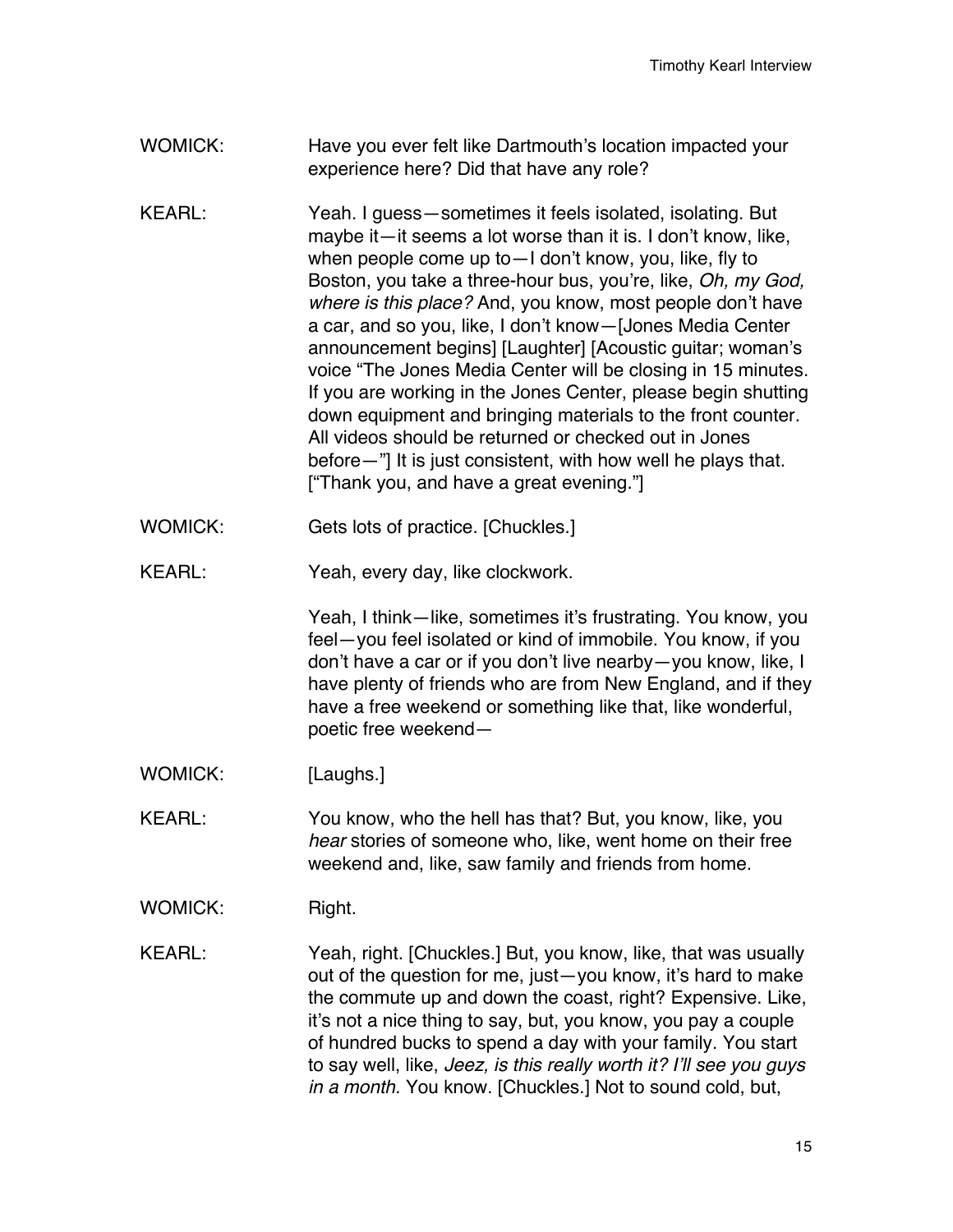WOMICK: Have you ever felt like Dartmouth's location impacted your experience here? Did that have any role?

KEARL: Yeah. I guess—sometimes it feels isolated, isolating. But maybe it—it seems a lot worse than it is. I don't know, like, when people come up to—I don't know, you, like, fly to Boston, you take a three-hour bus, you're, like, *Oh, my God, where is this place?* And, you know, most people don't have a car, and so you, like, I don't know—[Jones Media Center announcement begins] [Laughter] [Acoustic guitar; woman's voice "The Jones Media Center will be closing in 15 minutes. If you are working in the Jones Center, please begin shutting down equipment and bringing materials to the front counter. All videos should be returned or checked out in Jones before—"] It is just consistent, with how well he plays that. ["Thank you, and have a great evening."]

WOMICK: Gets lots of practice. [Chuckles.]

KEARL: Yeah, every day, like clockwork.

Yeah, I think—like, sometimes it's frustrating. You know, you feel—you feel isolated or kind of immobile. You know, if you don't have a car or if you don't live nearby—you know, like, I have plenty of friends who are from New England, and if they have a free weekend or something like that, like wonderful, poetic free weekend—

WOMICK: [Laughs.]

KEARL: You know, who the hell has that? But, you know, like, you *hear* stories of someone who, like, went home on their free weekend and, like, saw family and friends from home.

WOMICK: Right.

KEARL: Yeah, right. [Chuckles.] But, you know, like, that was usually out of the question for me, just—you know, it's hard to make the commute up and down the coast, right? Expensive. Like, it's not a nice thing to say, but, you know, you pay a couple of hundred bucks to spend a day with your family. You start to say well, like, *Jeez, is this really worth it? I'll see you guys in a month.* You know. [Chuckles.] Not to sound cold, but,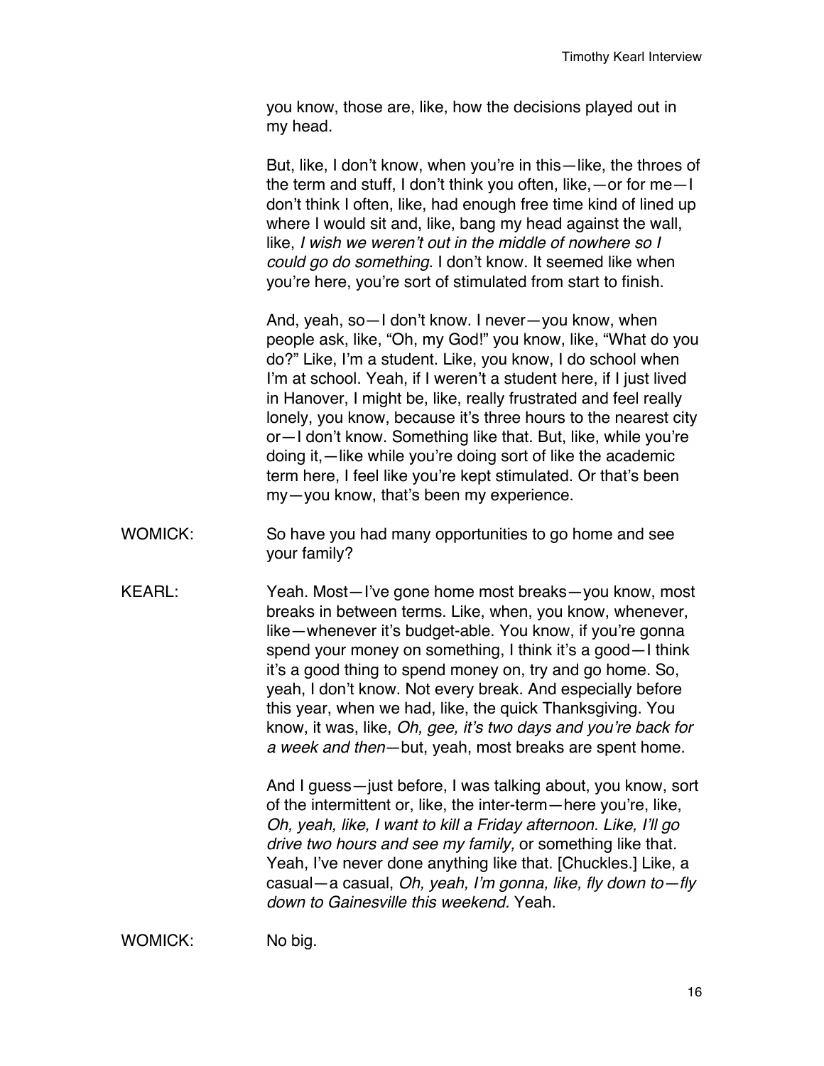you know, those are, like, how the decisions played out in my head.

But, like, I don't know, when you're in this—like, the throes of the term and stuff, I don't think you often, like,—or for me—I don't think I often, like, had enough free time kind of lined up where I would sit and, like, bang my head against the wall, like, *I wish we weren't out in the middle of nowhere so I could go do something.* I don't know. It seemed like when you're here, you're sort of stimulated from start to finish.

And, yeah, so—I don't know. I never—you know, when people ask, like, "Oh, my God!" you know, like, "What do you do?" Like, I'm a student. Like, you know, I do school when I'm at school. Yeah, if I weren't a student here, if I just lived in Hanover, I might be, like, really frustrated and feel really lonely, you know, because it's three hours to the nearest city or—I don't know. Something like that. But, like, while you're doing it,—like while you're doing sort of like the academic term here, I feel like you're kept stimulated. Or that's been my—you know, that's been my experience.

WOMICK: So have you had many opportunities to go home and see your family?

KEARL: Yeah. Most—I've gone home most breaks—you know, most breaks in between terms. Like, when, you know, whenever, like—whenever it's budget-able. You know, if you're gonna spend your money on something, I think it's a good—I think it's a good thing to spend money on, try and go home. So, yeah, I don't know. Not every break. And especially before this year, when we had, like, the quick Thanksgiving. You know, it was, like, *Oh, gee, it's two days and you're back for a week and then*—but, yeah, most breaks are spent home.

And I guess—just before, I was talking about, you know, sort of the intermittent or, like, the inter-term—here you're, like, *Oh, yeah, like, I want to kill a Friday afternoon. Like, I'll go drive two hours and see my family,* or something like that. Yeah, I've never done anything like that. [Chuckles.] Like, a casual—a casual, *Oh, yeah, I'm gonna, like, fly down to—fly down to Gainesville this weekend.* Yeah.

WOMICK: No big.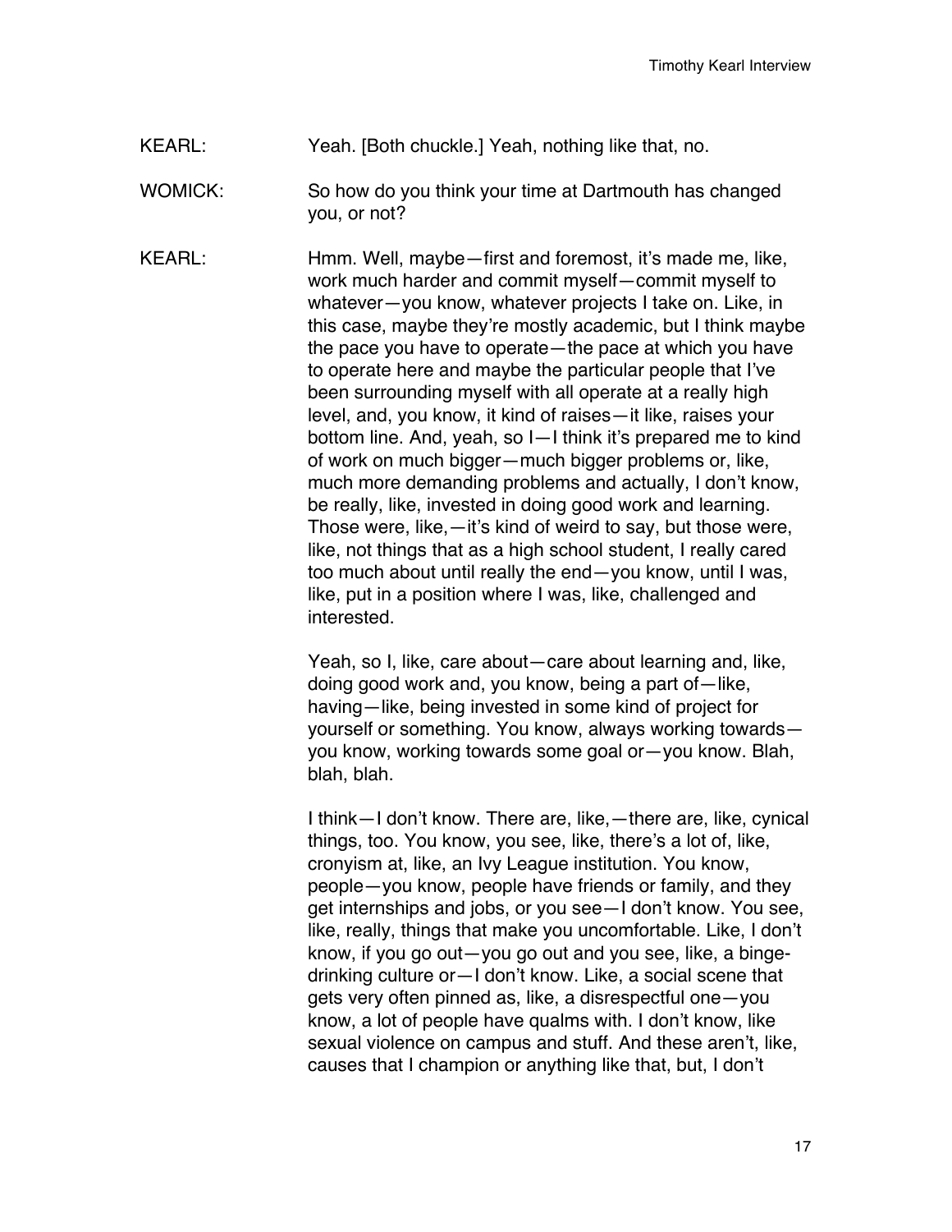KEARL: Yeah. [Both chuckle.] Yeah, nothing like that, no.

WOMICK: So how do you think your time at Dartmouth has changed you, or not?

KEARL: Hmm. Well, maybe—first and foremost, it's made me, like, work much harder and commit myself—commit myself to whatever—you know, whatever projects I take on. Like, in this case, maybe they're mostly academic, but I think maybe the pace you have to operate—the pace at which you have to operate here and maybe the particular people that I've been surrounding myself with all operate at a really high level, and, you know, it kind of raises—it like, raises your bottom line. And, yeah, so I—I think it's prepared me to kind of work on much bigger—much bigger problems or, like, much more demanding problems and actually, I don't know, be really, like, invested in doing good work and learning. Those were, like,—it's kind of weird to say, but those were, like, not things that as a high school student, I really cared too much about until really the end—you know, until I was, like, put in a position where I was, like, challenged and interested.

Yeah, so I, like, care about—care about learning and, like, doing good work and, you know, being a part of—like, having—like, being invested in some kind of project for yourself or something. You know, always working towards—you know, working towards some goal or—you know. Blah, blah, blah.

I think—I don't know. There are, like,—there are, like, cynical things, too. You know, you see, like, there's a lot of, like, cronyism at, like, an Ivy League institution. You know, people—you know, people have friends or family, and they get internships and jobs, or you see—I don't know. You see, like, really, things that make you uncomfortable. Like, I don't know, if you go out—you go out and you see, like, a binge-drinking culture or—I don't know. Like, a social scene that gets very often pinned as, like, a disrespectful one—you know, a lot of people have qualms with. I don't know, like sexual violence on campus and stuff. And these aren't, like, causes that I champion or anything like that, but, I don't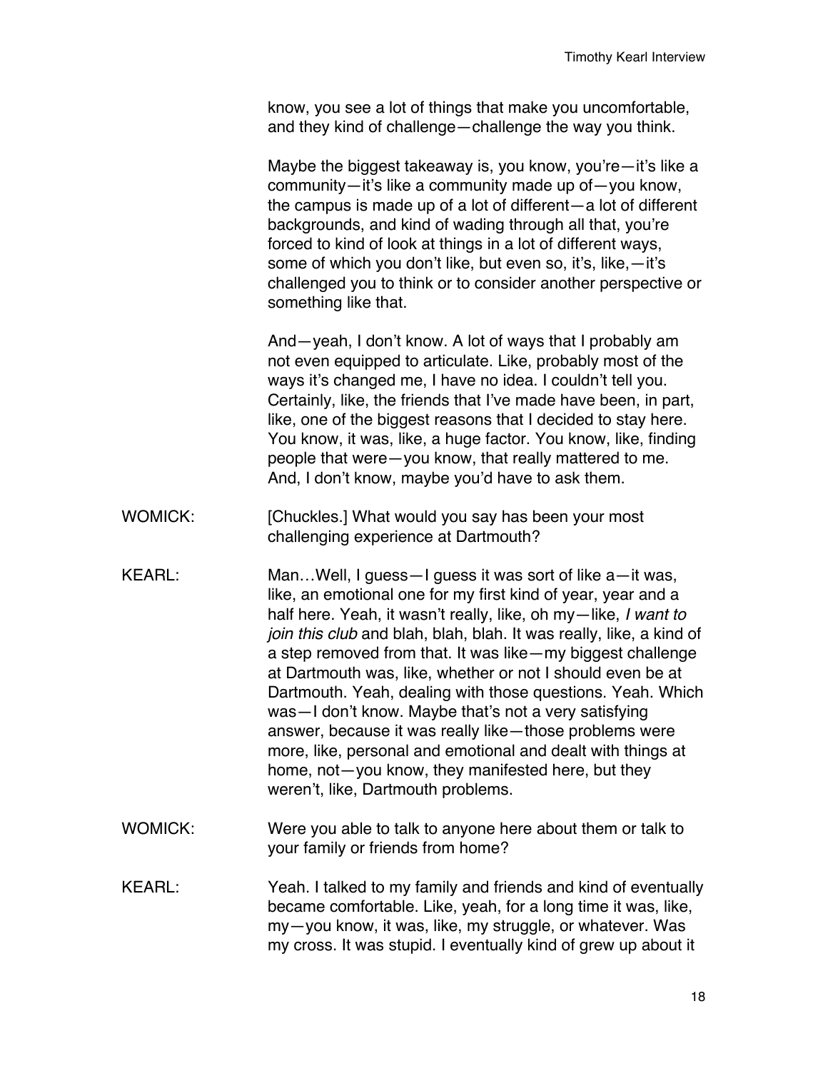know, you see a lot of things that make you uncomfortable, and they kind of challenge—challenge the way you think.

Maybe the biggest takeaway is, you know, you're—it's like a community—it's like a community made up of—you know, the campus is made up of a lot of different—a lot of different backgrounds, and kind of wading through all that, you're forced to kind of look at things in a lot of different ways, some of which you don't like, but even so, it's, like,—it's challenged you to think or to consider another perspective or something like that.

And—yeah, I don't know. A lot of ways that I probably am not even equipped to articulate. Like, probably most of the ways it's changed me, I have no idea. I couldn't tell you. Certainly, like, the friends that I've made have been, in part, like, one of the biggest reasons that I decided to stay here. You know, it was, like, a huge factor. You know, like, finding people that were—you know, that really mattered to me. And, I don't know, maybe you'd have to ask them.

WOMICK: [Chuckles.] What would you say has been your most challenging experience at Dartmouth?

KEARL: Man…Well, I guess—I guess it was sort of like a—it was, like, an emotional one for my first kind of year, year and a half here. Yeah, it wasn't really, like, oh my—like, *I want to join this club* and blah, blah, blah. It was really, like, a kind of a step removed from that. It was like—my biggest challenge at Dartmouth was, like, whether or not I should even be at Dartmouth. Yeah, dealing with those questions. Yeah. Which was—I don't know. Maybe that's not a very satisfying answer, because it was really like—those problems were more, like, personal and emotional and dealt with things at home, not—you know, they manifested here, but they weren't, like, Dartmouth problems.

WOMICK: Were you able to talk to anyone here about them or talk to your family or friends from home?

KEARL: Yeah. I talked to my family and friends and kind of eventually became comfortable. Like, yeah, for a long time it was, like, my—you know, it was, like, my struggle, or whatever. Was my cross. It was stupid. I eventually kind of grew up about it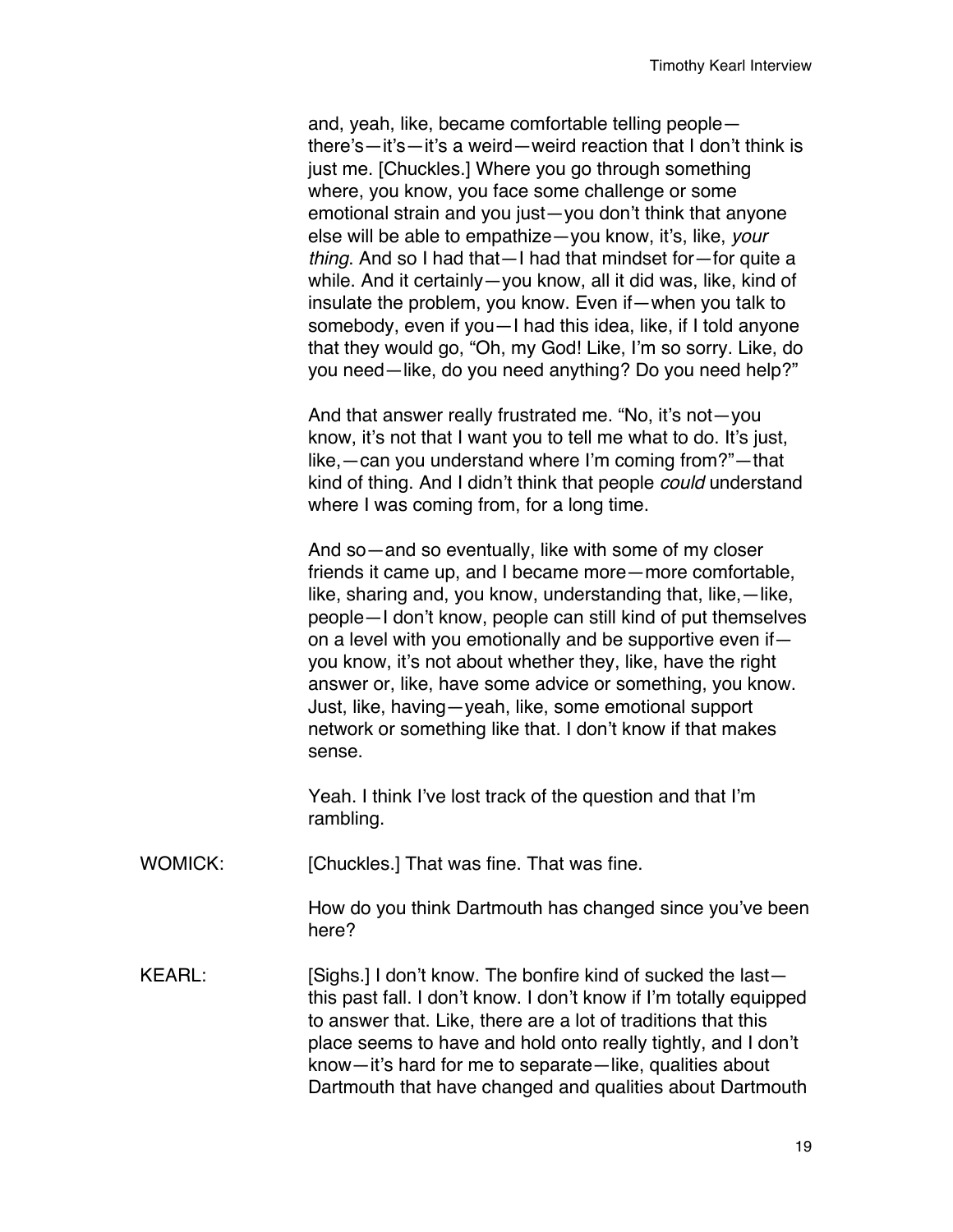and, yeah, like, became comfortable telling people—there's—it's—it's a weird—weird reaction that I don't think is just me. [Chuckles.] Where you go through something where, you know, you face some challenge or some emotional strain and you just—you don't think that anyone else will be able to empathize—you know, it's, like, *your thing*. And so I had that—I had that mindset for—for quite a while. And it certainly—you know, all it did was, like, kind of insulate the problem, you know. Even if—when you talk to somebody, even if you—I had this idea, like, if I told anyone that they would go, "Oh, my God! Like, I'm so sorry. Like, do you need—like, do you need anything? Do you need help?"

And that answer really frustrated me. "No, it's not—you know, it's not that I want you to tell me what to do. It's just, like,—can you understand where I'm coming from?"—that kind of thing. And I didn't think that people *could* understand where I was coming from, for a long time.

And so—and so eventually, like with some of my closer friends it came up, and I became more—more comfortable, like, sharing and, you know, understanding that, like,—like, people—I don't know, people can still kind of put themselves on a level with you emotionally and be supportive even if—you know, it's not about whether they, like, have the right answer or, like, have some advice or something, you know. Just, like, having—yeah, like, some emotional support network or something like that. I don't know if that makes sense.

Yeah. I think I've lost track of the question and that I'm rambling.

WOMICK: [Chuckles.] That was fine. That was fine.

How do you think Dartmouth has changed since you've been here?

KEARL: [Sighs.] I don't know. The bonfire kind of sucked the last—this past fall. I don't know. I don't know if I'm totally equipped to answer that. Like, there are a lot of traditions that this place seems to have and hold onto really tightly, and I don't know—it's hard for me to separate—like, qualities about Dartmouth that have changed and qualities about Dartmouth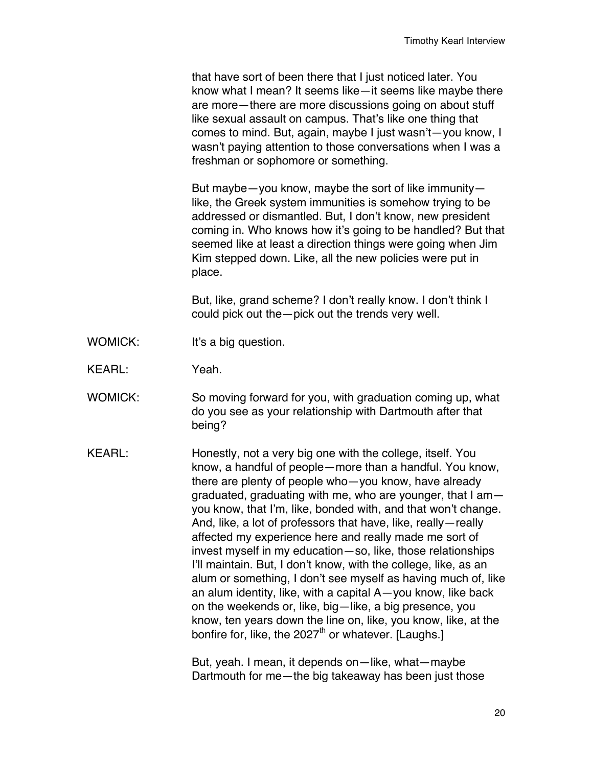that have sort of been there that I just noticed later. You know what I mean? It seems like—it seems like maybe there are more—there are more discussions going on about stuff like sexual assault on campus. That's like one thing that comes to mind. But, again, maybe I just wasn't—you know, I wasn't paying attention to those conversations when I was a freshman or sophomore or something.

But maybe—you know, maybe the sort of like immunity—like, the Greek system immunities is somehow trying to be addressed or dismantled. But, I don't know, new president coming in. Who knows how it's going to be handled? But that seemed like at least a direction things were going when Jim Kim stepped down. Like, all the new policies were put in place.

But, like, grand scheme? I don't really know. I don't think I could pick out the—pick out the trends very well.

WOMICK: It's a big question.

KEARL: Yeah.

WOMICK: So moving forward for you, with graduation coming up, what do you see as your relationship with Dartmouth after that being?

KEARL: Honestly, not a very big one with the college, itself. You know, a handful of people—more than a handful. You know, there are plenty of people who—you know, have already graduated, graduating with me, who are younger, that I am—you know, that I'm, like, bonded with, and that won't change. And, like, a lot of professors that have, like, really—really affected my experience here and really made me sort of invest myself in my education—so, like, those relationships I'll maintain. But, I don't know, with the college, like, as an alum or something, I don't see myself as having much of, like an alum identity, like, with a capital A—you know, like back on the weekends or, like, big—like, a big presence, you know, ten years down the line on, like, you know, like, at the bonfire for, like, the 2027th or whatever. [Laughs.]

But, yeah. I mean, it depends on—like, what—maybe Dartmouth for me—the big takeaway has been just those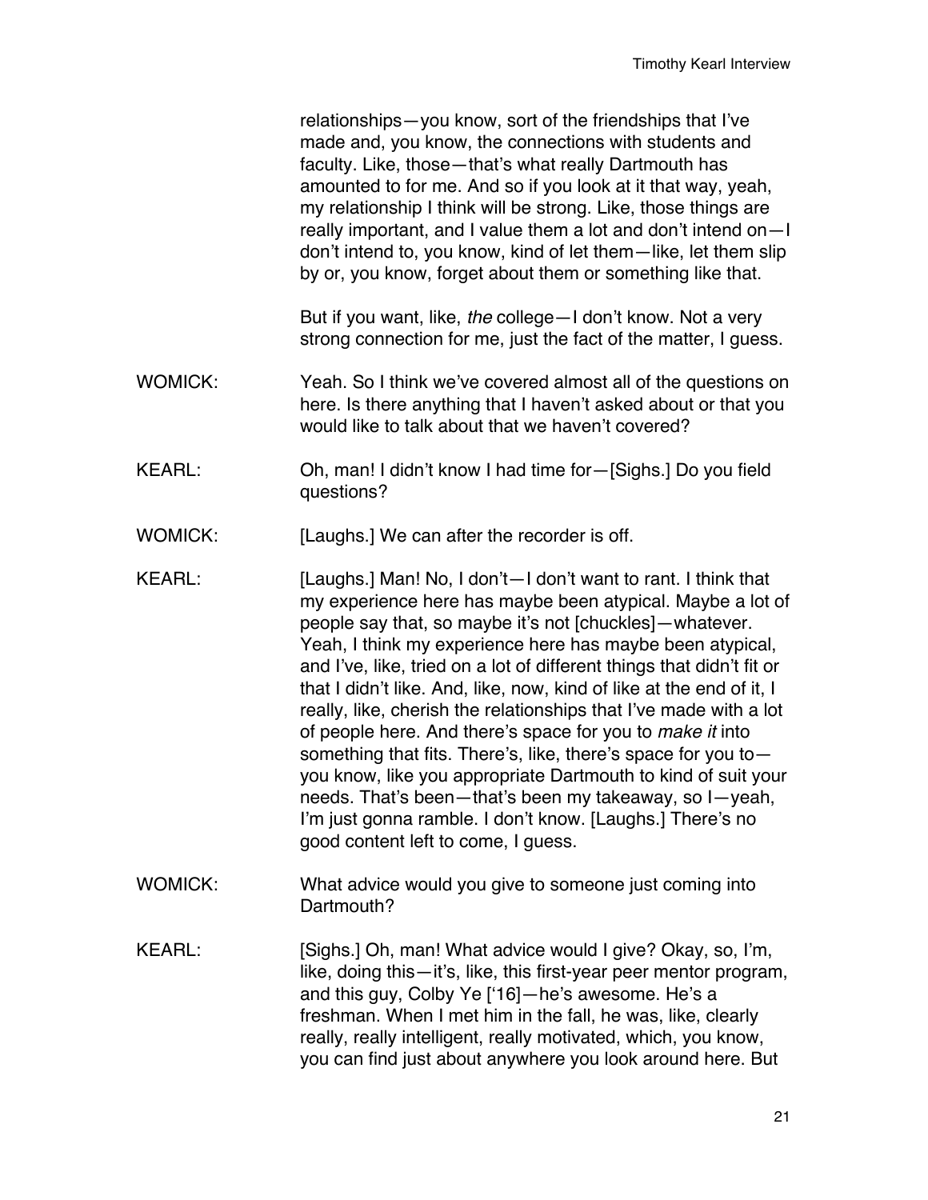relationships—you know, sort of the friendships that I've made and, you know, the connections with students and faculty. Like, those—that's what really Dartmouth has amounted to for me. And so if you look at it that way, yeah, my relationship I think will be strong. Like, those things are really important, and I value them a lot and don't intend on—I don't intend to, you know, kind of let them—like, let them slip by or, you know, forget about them or something like that.

But if you want, like, *the* college—I don't know. Not a very strong connection for me, just the fact of the matter, I guess.

WOMICK: Yeah. So I think we've covered almost all of the questions on here. Is there anything that I haven't asked about or that you would like to talk about that we haven't covered?

KEARL: Oh, man! I didn't know I had time for—[Sighs.] Do you field questions?

WOMICK: [Laughs.] We can after the recorder is off.

KEARL: [Laughs.] Man! No, I don't—I don't want to rant. I think that my experience here has maybe been atypical. Maybe a lot of people say that, so maybe it's not [chuckles]—whatever. Yeah, I think my experience here has maybe been atypical, and I've, like, tried on a lot of different things that didn't fit or that I didn't like. And, like, now, kind of like at the end of it, I really, like, cherish the relationships that I've made with a lot of people here. And there's space for you to *make it* into something that fits. There's, like, there's space for you to—you know, like you appropriate Dartmouth to kind of suit your needs. That's been—that's been my takeaway, so I—yeah, I'm just gonna ramble. I don't know. [Laughs.] There's no good content left to come, I guess.

WOMICK: What advice would you give to someone just coming into Dartmouth?

KEARL: [Sighs.] Oh, man! What advice would I give? Okay, so, I'm, like, doing this—it's, like, this first-year peer mentor program, and this guy, Colby Ye ['16]—he's awesome. He's a freshman. When I met him in the fall, he was, like, clearly really, really intelligent, really motivated, which, you know, you can find just about anywhere you look around here. But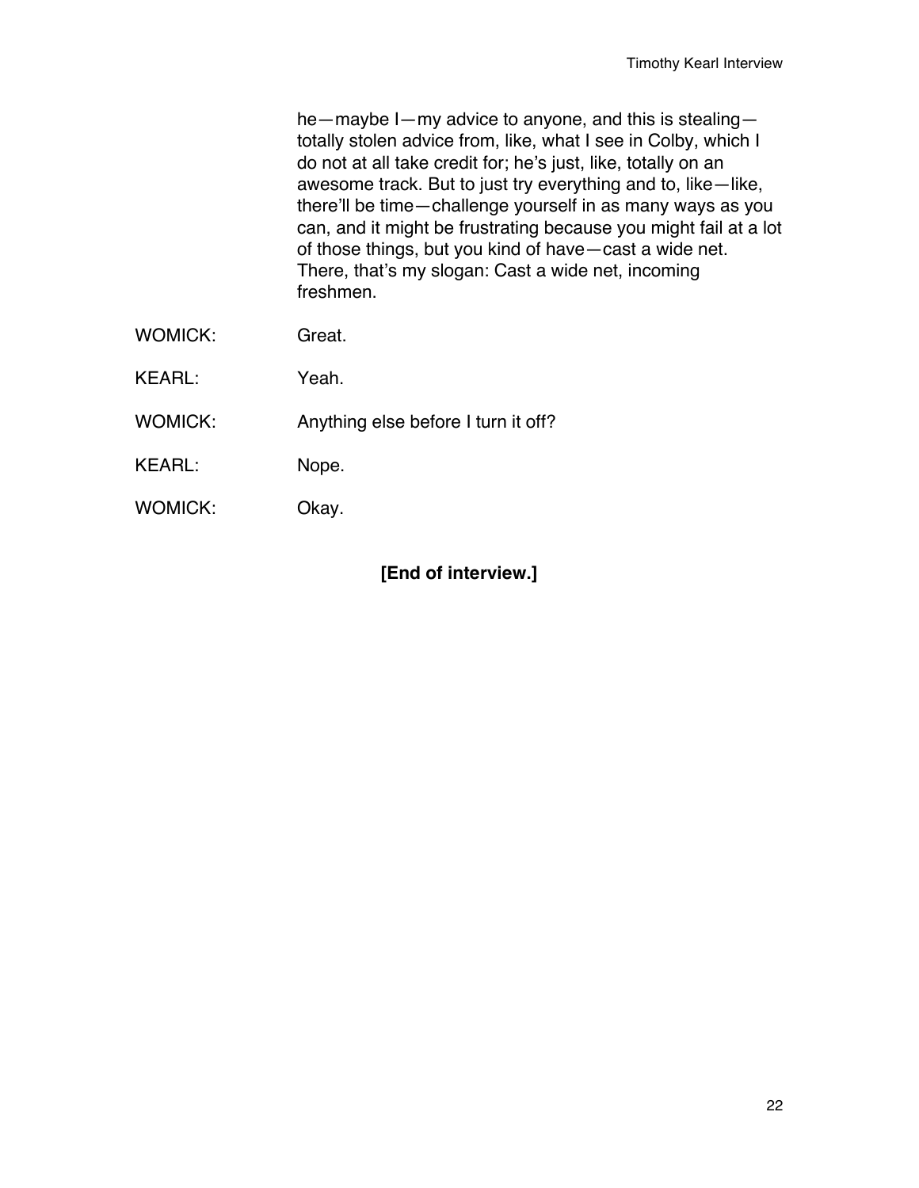he—maybe I—my advice to anyone, and this is stealing—totally stolen advice from, like, what I see in Colby, which I do not at all take credit for; he's just, like, totally on an awesome track. But to just try everything and to, like—like, there'll be time—challenge yourself in as many ways as you can, and it might be frustrating because you might fail at a lot of those things, but you kind of have—cast a wide net. There, that's my slogan: Cast a wide net, incoming freshmen.

WOMICK: Great.

KEARL: Yeah.

WOMICK: Anything else before I turn it off?

KEARL: Nope.

WOMICK: Okay.

**[End of interview.]**